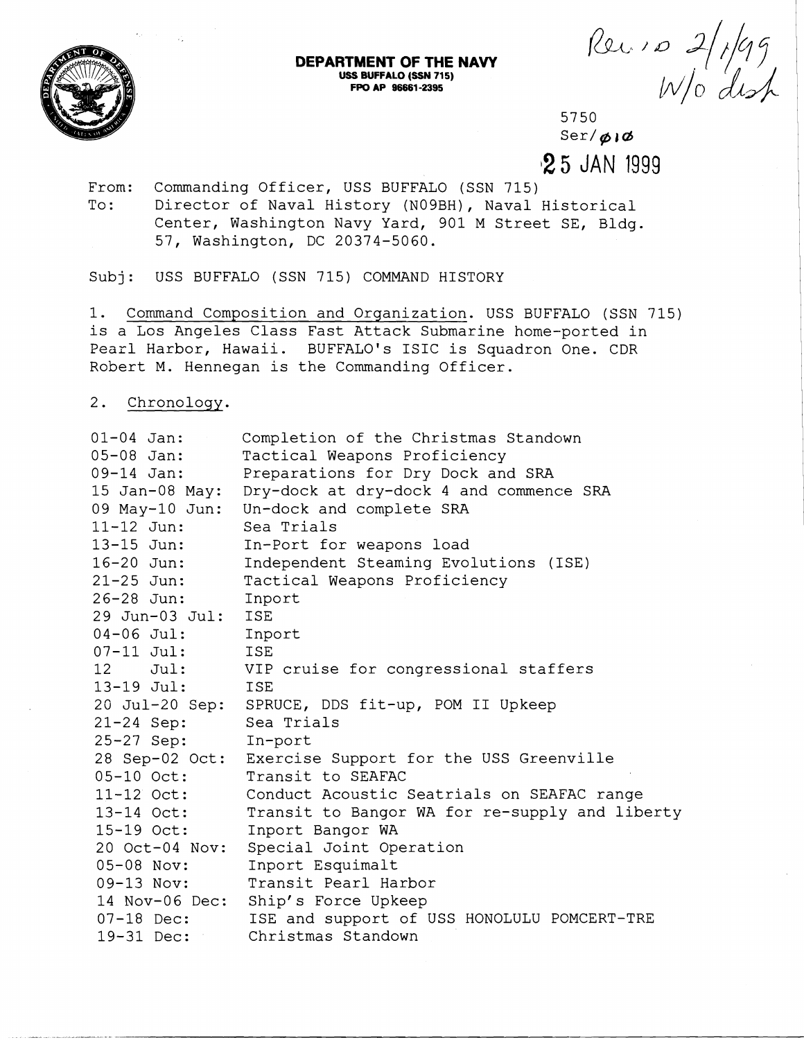**DEPARTMENT OF THE NAVY**
**USS BUFFALO (SSN 715)**
**FPO AP 96661-2395**

Rec'd 2/1/99
W/o disk

5750
Ser/010
25 JAN 1999

From: Commanding Officer, USS BUFFALO (SSN 715)
To: Director of Naval History (N09BH), Naval Historical Center, Washington Navy Yard, 901 M Street SE, Bldg. 57, Washington, DC 20374-5060.

Subj: USS BUFFALO (SSN 715) COMMAND HISTORY

1. Command Composition and Organization. USS BUFFALO (SSN 715) is a Los Angeles Class Fast Attack Submarine home-ported in Pearl Harbor, Hawaii. BUFFALO's ISIC is Squadron One. CDR Robert M. Hennegan is the Commanding Officer.

2. Chronology.

| | |
|---|---|
| 01-04 Jan: | Completion of the Christmas Standown |
| 05-08 Jan: | Tactical Weapons Proficiency |
| 09-14 Jan: | Preparations for Dry Dock and SRA |
| 15 Jan-08 May: | Dry-dock at dry-dock 4 and commence SRA |
| 09 May-10 Jun: | Un-dock and complete SRA |
| 11-12 Jun: | Sea Trials |
| 13-15 Jun: | In-Port for weapons load |
| 16-20 Jun: | Independent Steaming Evolutions (ISE) |
| 21-25 Jun: | Tactical Weapons Proficiency |
| 26-28 Jun: | Inport |
| 29 Jun-03 Jul: | ISE |
| 04-06 Jul: | Inport |
| 07-11 Jul: | ISE |
| 12 Jul: | VIP cruise for congressional staffers |
| 13-19 Jul: | ISE |
| 20 Jul-20 Sep: | SPRUCE, DDS fit-up, POM II Upkeep |
| 21-24 Sep: | Sea Trials |
| 25-27 Sep: | In-port |
| 28 Sep-02 Oct: | Exercise Support for the USS Greenville |
| 05-10 Oct: | Transit to SEAFAC |
| 11-12 Oct: | Conduct Acoustic Seatrials on SEAFAC range |
| 13-14 Oct: | Transit to Bangor WA for re-supply and liberty |
| 15-19 Oct: | Inport Bangor WA |
| 20 Oct-04 Nov: | Special Joint Operation |
| 05-08 Nov: | Inport Esquimalt |
| 09-13 Nov: | Transit Pearl Harbor |
| 14 Nov-06 Dec: | Ship's Force Upkeep |
| 07-18 Dec: | ISE and support of USS HONOLULU POMCERT-TRE |
| 19-31 Dec: | Christmas Standown |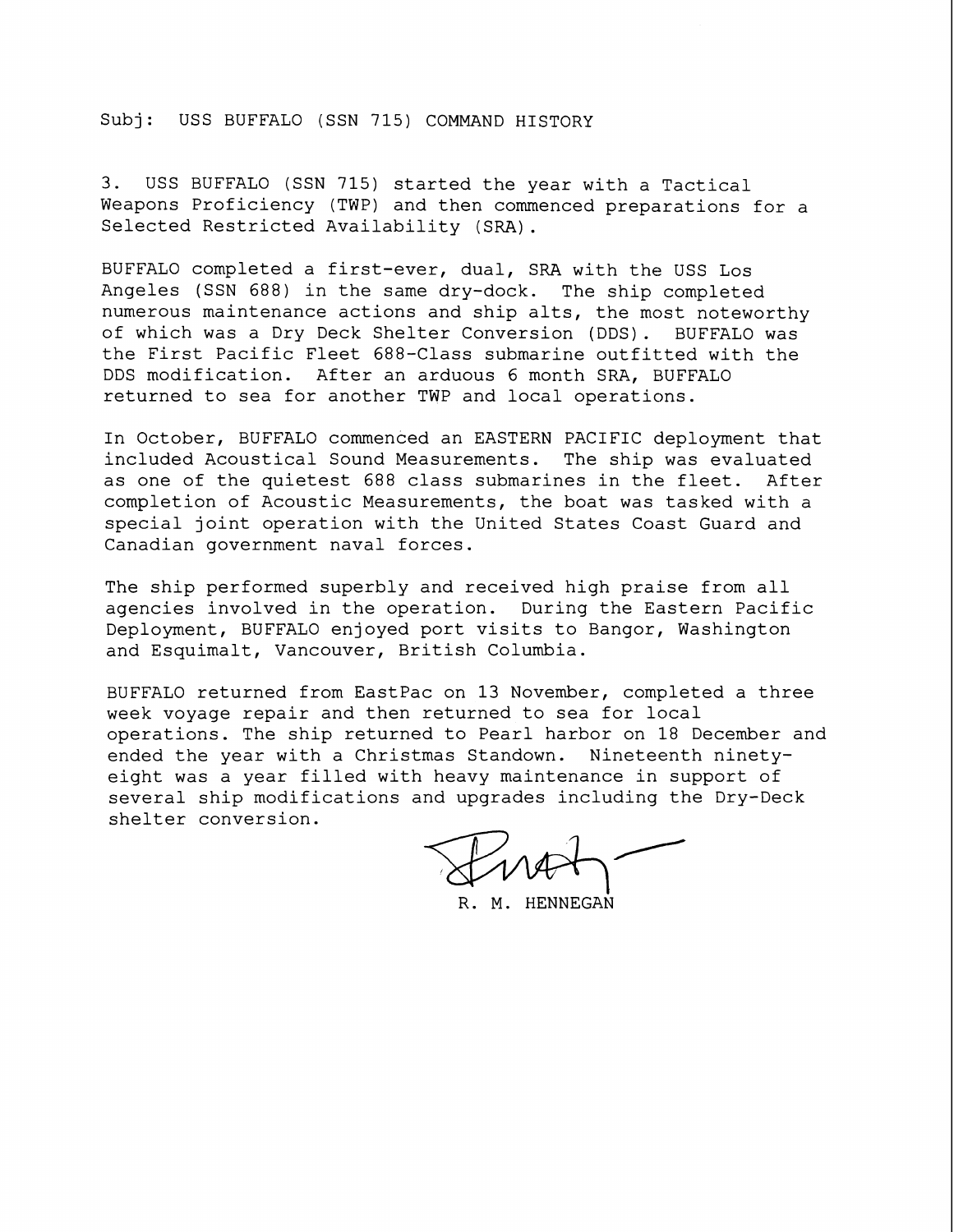Subj: USS BUFFALO (SSN 715) COMMAND HISTORY

3. USS BUFFALO (SSN 715) started the year with a Tactical Weapons Proficiency (TWP) and then commenced preparations for a Selected Restricted Availability (SRA).

BUFFALO completed a first-ever, dual, SRA with the USS Los Angeles (SSN 688) in the same dry-dock. The ship completed numerous maintenance actions and ship alts, the most noteworthy of which was a Dry Deck Shelter Conversion (DDS). BUFFALO was the First Pacific Fleet 688-Class submarine outfitted with the DDS modification. After an arduous 6 month SRA, BUFFALO returned to sea for another TWP and local operations.

In October, BUFFALO commenced an EASTERN PACIFIC deployment that included Acoustical Sound Measurements. The ship was evaluated as one of the quietest 688 class submarines in the fleet. After completion of Acoustic Measurements, the boat was tasked with a special joint operation with the United States Coast Guard and Canadian government naval forces.

The ship performed superbly and received high praise from all agencies involved in the operation. During the Eastern Pacific Deployment, BUFFALO enjoyed port visits to Bangor, Washington and Esquimalt, Vancouver, British Columbia.

BUFFALO returned from EastPac on 13 November, completed a three week voyage repair and then returned to sea for local operations. The ship returned to Pearl harbor on 18 December and ended the year with a Christmas Standown. Nineteenth ninety-eight was a year filled with heavy maintenance in support of several ship modifications and upgrades including the Dry-Deck shelter conversion.

R. M. HENNEGAN